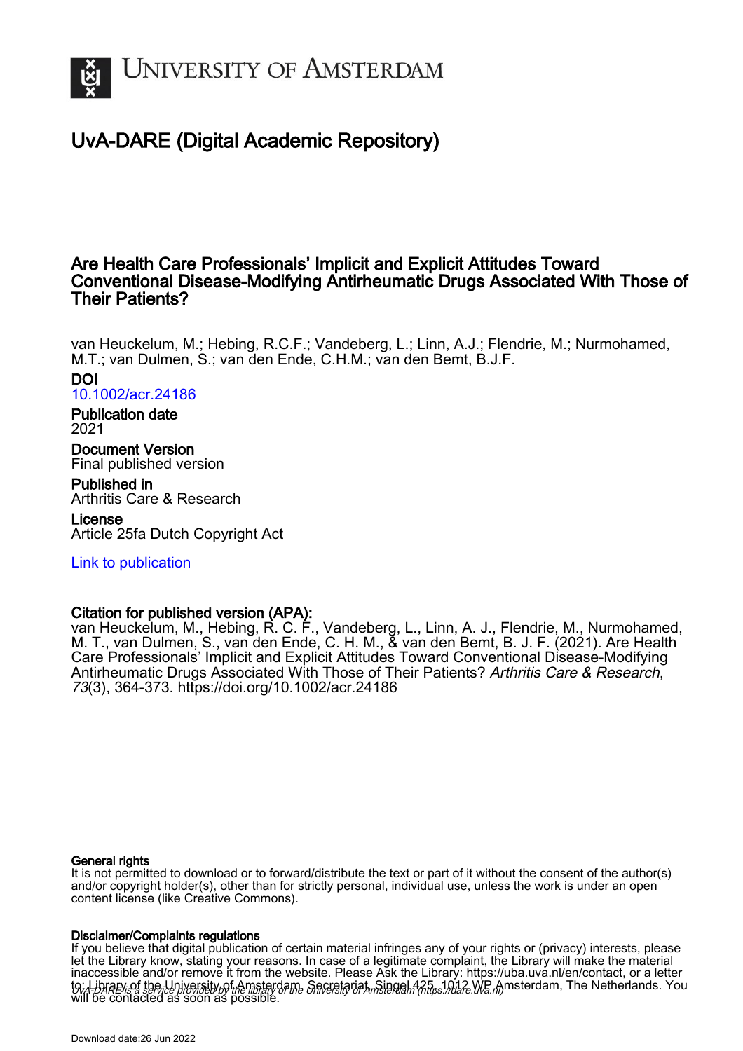University of Amsterdam

# UvA-DARE (Digital Academic Repository)

## Are Health Care Professionals' Implicit and Explicit Attitudes Toward Conventional Disease-Modifying Antirheumatic Drugs Associated With Those of Their Patients?

van Heuckelum, M.; Hebing, R.C.F.; Vandeberg, L.; Linn, A.J.; Flendrie, M.; Nurmohamed, M.T.; van Dulmen, S.; van den Ende, C.H.M.; van den Bemt, B.J.F.

**DOI**
10.1002/acr.24186

**Publication date**
2021

**Document Version**
Final published version

**Published in**
Arthritis Care & Research

**License**
Article 25fa Dutch Copyright Act

Link to publication

**Citation for published version (APA):**
van Heuckelum, M., Hebing, R. C. F., Vandeberg, L., Linn, A. J., Flendrie, M., Nurmohamed, M. T., van Dulmen, S., van den Ende, C. H. M., & van den Bemt, B. J. F. (2021). Are Health Care Professionals' Implicit and Explicit Attitudes Toward Conventional Disease-Modifying Antirheumatic Drugs Associated With Those of Their Patients? *Arthritis Care & Research*, *73*(3), 364-373. https://doi.org/10.1002/acr.24186

**General rights**
It is not permitted to download or to forward/distribute the text or part of it without the consent of the author(s) and/or copyright holder(s), other than for strictly personal, individual use, unless the work is under an open content license (like Creative Commons).

**Disclaimer/Complaints regulations**
If you believe that digital publication of certain material infringes any of your rights or (privacy) interests, please let the Library know, stating your reasons. In case of a legitimate complaint, the Library will make the material inaccessible and/or remove it from the website. Please Ask the Library: https://uba.uva.nl/en/contact, or a letter to: Library of the University of Amsterdam, Secretariat, Singel 425, 1012 WP Amsterdam, The Netherlands. You will be contacted as soon as possible.

*UvA-DARE is a service provided by the library of the University of Amsterdam (https://dare.uva.nl)*

Download date:26 Jun 2022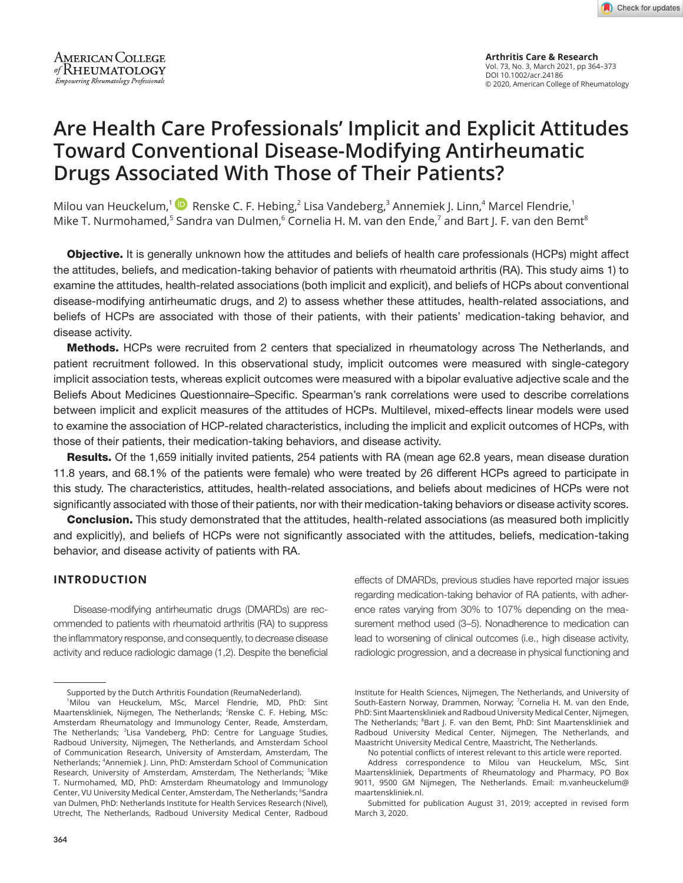# Are Health Care Professionals' Implicit and Explicit Attitudes Toward Conventional Disease-Modifying Antirheumatic Drugs Associated With Those of Their Patients?

Milou van Heuckelum,[1] Renske C. F. Hebing,[2] Lisa Vandeberg,[3] Annemiek J. Linn,[4] Marcel Flendrie,[1] Mike T. Nurmohamed,[5] Sandra van Dulmen,[6] Cornelia H. M. van den Ende,[7] and Bart J. F. van den Bemt[8]

**Objective.** It is generally unknown how the attitudes and beliefs of health care professionals (HCPs) might affect the attitudes, beliefs, and medication-taking behavior of patients with rheumatoid arthritis (RA). This study aims 1) to examine the attitudes, health-related associations (both implicit and explicit), and beliefs of HCPs about conventional disease-modifying antirheumatic drugs, and 2) to assess whether these attitudes, health-related associations, and beliefs of HCPs are associated with those of their patients, with their patients' medication-taking behavior, and disease activity.

**Methods.** HCPs were recruited from 2 centers that specialized in rheumatology across The Netherlands, and patient recruitment followed. In this observational study, implicit outcomes were measured with single-category implicit association tests, whereas explicit outcomes were measured with a bipolar evaluative adjective scale and the Beliefs About Medicines Questionnaire–Specific. Spearman's rank correlations were used to describe correlations between implicit and explicit measures of the attitudes of HCPs. Multilevel, mixed-effects linear models were used to examine the association of HCP-related characteristics, including the implicit and explicit outcomes of HCPs, with those of their patients, their medication-taking behaviors, and disease activity.

**Results.** Of the 1,659 initially invited patients, 254 patients with RA (mean age 62.8 years, mean disease duration 11.8 years, and 68.1% of the patients were female) who were treated by 26 different HCPs agreed to participate in this study. The characteristics, attitudes, health-related associations, and beliefs about medicines of HCPs were not significantly associated with those of their patients, nor with their medication-taking behaviors or disease activity scores.

**Conclusion.** This study demonstrated that the attitudes, health-related associations (as measured both implicitly and explicitly), and beliefs of HCPs were not significantly associated with the attitudes, beliefs, medication-taking behavior, and disease activity of patients with RA.

## INTRODUCTION

Disease-modifying antirheumatic drugs (DMARDs) are recommended to patients with rheumatoid arthritis (RA) to suppress the inflammatory response, and consequently, to decrease disease activity and reduce radiologic damage (1,2). Despite the beneficial effects of DMARDs, previous studies have reported major issues regarding medication-taking behavior of RA patients, with adherence rates varying from 30% to 107% depending on the measurement method used (3–5). Nonadherence to medication can lead to worsening of clinical outcomes (i.e., high disease activity, radiologic progression, and a decrease in physical functioning and

---

Supported by the Dutch Arthritis Foundation (ReumaNederland).

[1]Milou van Heuckelum, MSc, Marcel Flendrie, MD, PhD: Sint Maartenskliniek, Nijmegen, The Netherlands; [2]Renske C. F. Hebing, MSc: Amsterdam Rheumatology and Immunology Center, Reade, Amsterdam, The Netherlands; [3]Lisa Vandeberg, PhD: Centre for Language Studies, Radboud University, Nijmegen, The Netherlands, and Amsterdam School of Communication Research, University of Amsterdam, Amsterdam, The Netherlands; [4]Annemiek J. Linn, PhD: Amsterdam School of Communication Research, University of Amsterdam, Amsterdam, The Netherlands; [5]Mike T. Nurmohamed, MD, PhD: Amsterdam Rheumatology and Immunology Center, VU University Medical Center, Amsterdam, The Netherlands; [6]Sandra van Dulmen, PhD: Netherlands Institute for Health Services Research (Nivel), Utrecht, The Netherlands, Radboud University Medical Center, Radboud Institute for Health Sciences, Nijmegen, The Netherlands, and University of South-Eastern Norway, Drammen, Norway; [7]Cornelia H. M. van den Ende, PhD: Sint Maartenskliniek and Radboud University Medical Center, Nijmegen, The Netherlands; [8]Bart J. F. van den Bemt, PhD: Sint Maartenskliniek and Radboud University Medical Centre, Nijmegen, The Netherlands, and Maastricht University Medical Centre, Maastricht, The Netherlands.

No potential conflicts of interest relevant to this article were reported.

Address correspondence to Milou van Heuckelum, MSc, Sint Maartenskliniek, Departments of Rheumatology and Pharmacy, PO Box 9011, 9500 GM Nijmegen, The Netherlands. Email: m.vanheuckelum@maartenskliniek.nl.

Submitted for publication August 31, 2019; accepted in revised form March 3, 2020.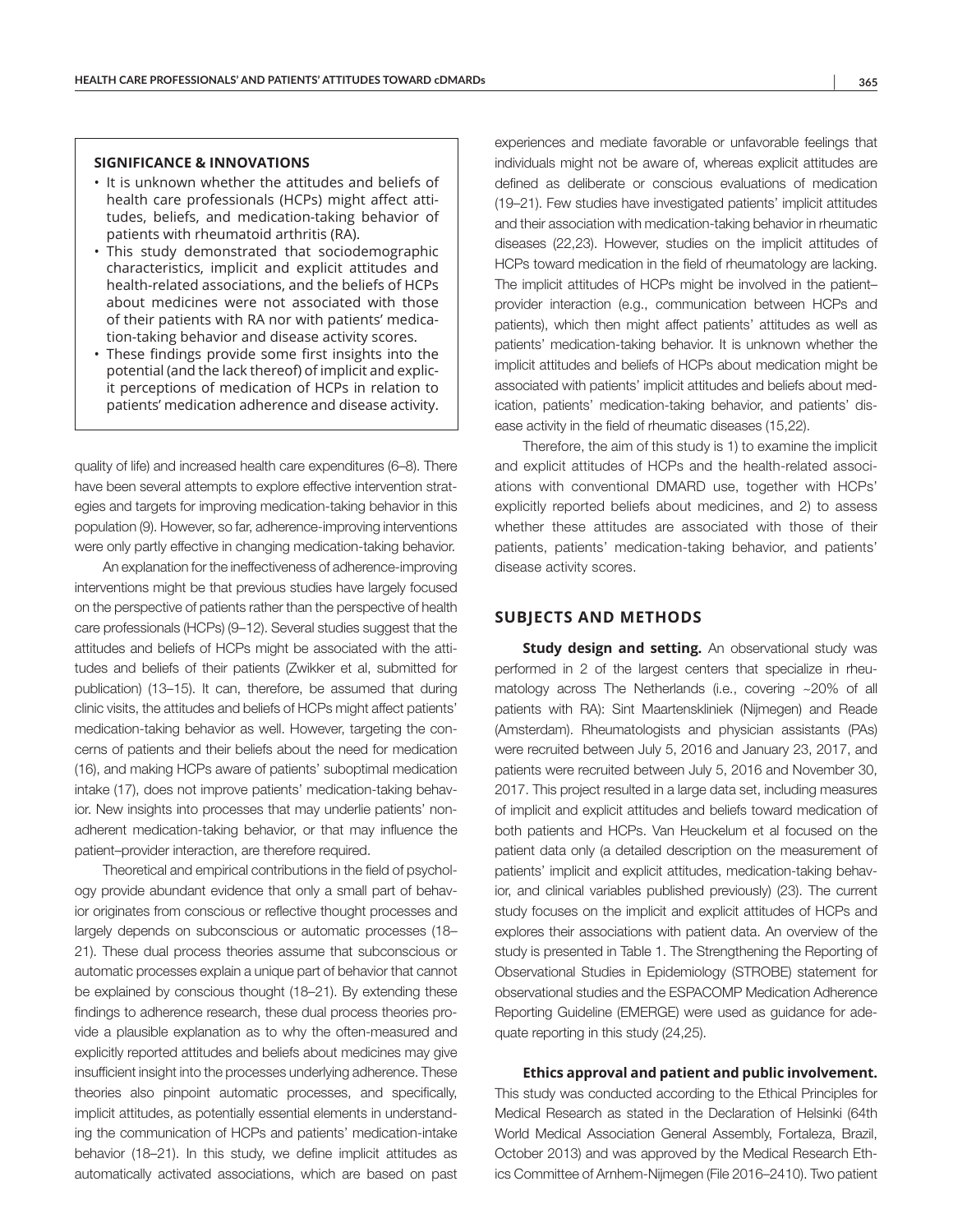## SIGNIFICANCE & INNOVATIONS

- It is unknown whether the attitudes and beliefs of health care professionals (HCPs) might affect attitudes, beliefs, and medication-taking behavior of patients with rheumatoid arthritis (RA).
- This study demonstrated that sociodemographic characteristics, implicit and explicit attitudes and health-related associations, and the beliefs of HCPs about medicines were not associated with those of their patients with RA nor with patients' medication-taking behavior and disease activity scores.
- These findings provide some first insights into the potential (and the lack thereof) of implicit and explicit perceptions of medication of HCPs in relation to patients' medication adherence and disease activity.

quality of life) and increased health care expenditures (6–8). There have been several attempts to explore effective intervention strategies and targets for improving medication-taking behavior in this population (9). However, so far, adherence-improving interventions were only partly effective in changing medication-taking behavior.

An explanation for the ineffectiveness of adherence-improving interventions might be that previous studies have largely focused on the perspective of patients rather than the perspective of health care professionals (HCPs) (9–12). Several studies suggest that the attitudes and beliefs of HCPs might be associated with the attitudes and beliefs of their patients (Zwikker et al, submitted for publication) (13–15). It can, therefore, be assumed that during clinic visits, the attitudes and beliefs of HCPs might affect patients' medication-taking behavior as well. However, targeting the concerns of patients and their beliefs about the need for medication (16), and making HCPs aware of patients' suboptimal medication intake (17), does not improve patients' medication-taking behavior. New insights into processes that may underlie patients' nonadherent medication-taking behavior, or that may influence the patient–provider interaction, are therefore required.

Theoretical and empirical contributions in the field of psychology provide abundant evidence that only a small part of behavior originates from conscious or reflective thought processes and largely depends on subconscious or automatic processes (18–21). These dual process theories assume that subconscious or automatic processes explain a unique part of behavior that cannot be explained by conscious thought (18–21). By extending these findings to adherence research, these dual process theories provide a plausible explanation as to why the often-measured and explicitly reported attitudes and beliefs about medicines may give insufficient insight into the processes underlying adherence. These theories also pinpoint automatic processes, and specifically, implicit attitudes, as potentially essential elements in understanding the communication of HCPs and patients' medication-intake behavior (18–21). In this study, we define implicit attitudes as automatically activated associations, which are based on past experiences and mediate favorable or unfavorable feelings that individuals might not be aware of, whereas explicit attitudes are defined as deliberate or conscious evaluations of medication (19–21). Few studies have investigated patients' implicit attitudes and their association with medication-taking behavior in rheumatic diseases (22,23). However, studies on the implicit attitudes of HCPs toward medication in the field of rheumatology are lacking. The implicit attitudes of HCPs might be involved in the patient–provider interaction (e.g., communication between HCPs and patients), which then might affect patients' attitudes as well as patients' medication-taking behavior. It is unknown whether the implicit attitudes and beliefs of HCPs about medication might be associated with patients' implicit attitudes and beliefs about medication, patients' medication-taking behavior, and patients' disease activity in the field of rheumatic diseases (15,22).

Therefore, the aim of this study is 1) to examine the implicit and explicit attitudes of HCPs and the health-related associations with conventional DMARD use, together with HCPs' explicitly reported beliefs about medicines, and 2) to assess whether these attitudes are associated with those of their patients, patients' medication-taking behavior, and patients' disease activity scores.

## SUBJECTS AND METHODS

**Study design and setting.** An observational study was performed in 2 of the largest centers that specialize in rheumatology across The Netherlands (i.e., covering ~20% of all patients with RA): Sint Maartenskliniek (Nijmegen) and Reade (Amsterdam). Rheumatologists and physician assistants (PAs) were recruited between July 5, 2016 and January 23, 2017, and patients were recruited between July 5, 2016 and November 30, 2017. This project resulted in a large data set, including measures of implicit and explicit attitudes and beliefs toward medication of both patients and HCPs. Van Heuckelum et al focused on the patient data only (a detailed description on the measurement of patients' implicit and explicit attitudes, medication-taking behavior, and clinical variables published previously) (23). The current study focuses on the implicit and explicit attitudes of HCPs and explores their associations with patient data. An overview of the study is presented in Table 1. The Strengthening the Reporting of Observational Studies in Epidemiology (STROBE) statement for observational studies and the ESPACOMP Medication Adherence Reporting Guideline (EMERGE) were used as guidance for adequate reporting in this study (24,25).

**Ethics approval and patient and public involvement.** This study was conducted according to the Ethical Principles for Medical Research as stated in the Declaration of Helsinki (64th World Medical Association General Assembly, Fortaleza, Brazil, October 2013) and was approved by the Medical Research Ethics Committee of Arnhem-Nijmegen (File 2016–2410). Two patient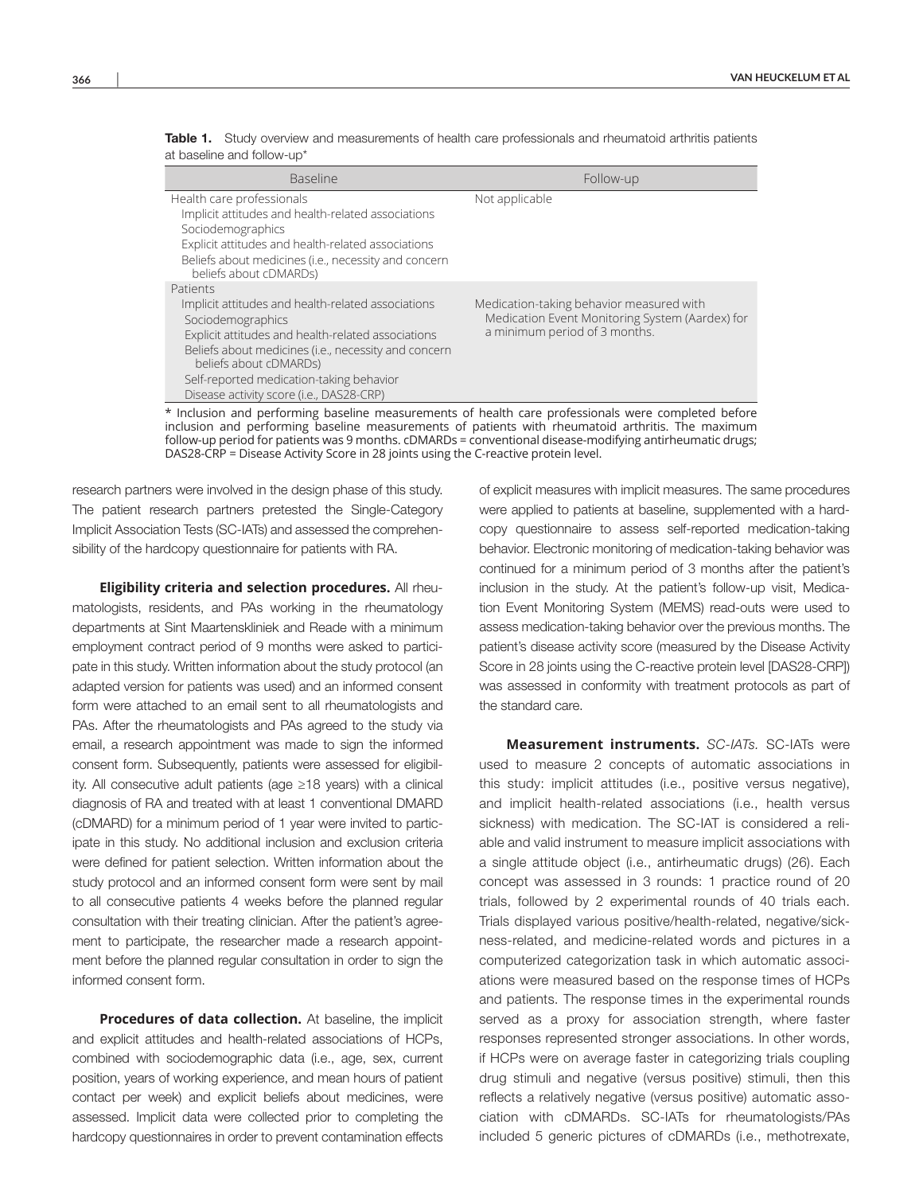**Table 1.** Study overview and measurements of health care professionals and rheumatoid arthritis patients at baseline and follow-up*

| Baseline | Follow-up |
|---|---|
| Health care professionals<br>Implicit attitudes and health-related associations<br>Sociodemographics<br>Explicit attitudes and health-related associations<br>Beliefs about medicines (i.e., necessity and concern beliefs about cDMARDs) | Not applicable |
| Patients<br>Implicit attitudes and health-related associations<br>Sociodemographics<br>Explicit attitudes and health-related associations<br>Beliefs about medicines (i.e., necessity and concern beliefs about cDMARDs)<br>Self-reported medication-taking behavior<br>Disease activity score (i.e., DAS28-CRP) | Medication-taking behavior measured with Medication Event Monitoring System (Aardex) for a minimum period of 3 months. |

* Inclusion and performing baseline measurements of health care professionals were completed before inclusion and performing baseline measurements of patients with rheumatoid arthritis. The maximum follow-up period for patients was 9 months. cDMARDs = conventional disease-modifying antirheumatic drugs; DAS28-CRP = Disease Activity Score in 28 joints using the C-reactive protein level.

research partners were involved in the design phase of this study. The patient research partners pretested the Single-Category Implicit Association Tests (SC-IATs) and assessed the comprehensibility of the hardcopy questionnaire for patients with RA.

**Eligibility criteria and selection procedures.** All rheumatologists, residents, and PAs working in the rheumatology departments at Sint Maartenskliniek and Reade with a minimum employment contract period of 9 months were asked to participate in this study. Written information about the study protocol (an adapted version for patients was used) and an informed consent form were attached to an email sent to all rheumatologists and PAs. After the rheumatologists and PAs agreed to the study via email, a research appointment was made to sign the informed consent form. Subsequently, patients were assessed for eligibility. All consecutive adult patients (age ≥18 years) with a clinical diagnosis of RA and treated with at least 1 conventional DMARD (cDMARD) for a minimum period of 1 year were invited to participate in this study. No additional inclusion and exclusion criteria were defined for patient selection. Written information about the study protocol and an informed consent form were sent by mail to all consecutive patients 4 weeks before the planned regular consultation with their treating clinician. After the patient's agreement to participate, the researcher made a research appointment before the planned regular consultation in order to sign the informed consent form.

**Procedures of data collection.** At baseline, the implicit and explicit attitudes and health-related associations of HCPs, combined with sociodemographic data (i.e., age, sex, current position, years of working experience, and mean hours of patient contact per week) and explicit beliefs about medicines, were assessed. Implicit data were collected prior to completing the hardcopy questionnaires in order to prevent contamination effects of explicit measures with implicit measures. The same procedures were applied to patients at baseline, supplemented with a hardcopy questionnaire to assess self-reported medication-taking behavior. Electronic monitoring of medication-taking behavior was continued for a minimum period of 3 months after the patient's inclusion in the study. At the patient's follow-up visit, Medication Event Monitoring System (MEMS) read-outs were used to assess medication-taking behavior over the previous months. The patient's disease activity score (measured by the Disease Activity Score in 28 joints using the C-reactive protein level [DAS28-CRP]) was assessed in conformity with treatment protocols as part of the standard care.

**Measurement instruments.** *SC-IATs.* SC-IATs were used to measure 2 concepts of automatic associations in this study: implicit attitudes (i.e., positive versus negative), and implicit health-related associations (i.e., health versus sickness) with medication. The SC-IAT is considered a reliable and valid instrument to measure implicit associations with a single attitude object (i.e., antirheumatic drugs) (26). Each concept was assessed in 3 rounds: 1 practice round of 20 trials, followed by 2 experimental rounds of 40 trials each. Trials displayed various positive/health-related, negative/sickness-related, and medicine-related words and pictures in a computerized categorization task in which automatic associations were measured based on the response times of HCPs and patients. The response times in the experimental rounds served as a proxy for association strength, where faster responses represented stronger associations. In other words, if HCPs were on average faster in categorizing trials coupling drug stimuli and negative (versus positive) stimuli, then this reflects a relatively negative (versus positive) automatic association with cDMARDs. SC-IATs for rheumatologists/PAs included 5 generic pictures of cDMARDs (i.e., methotrexate,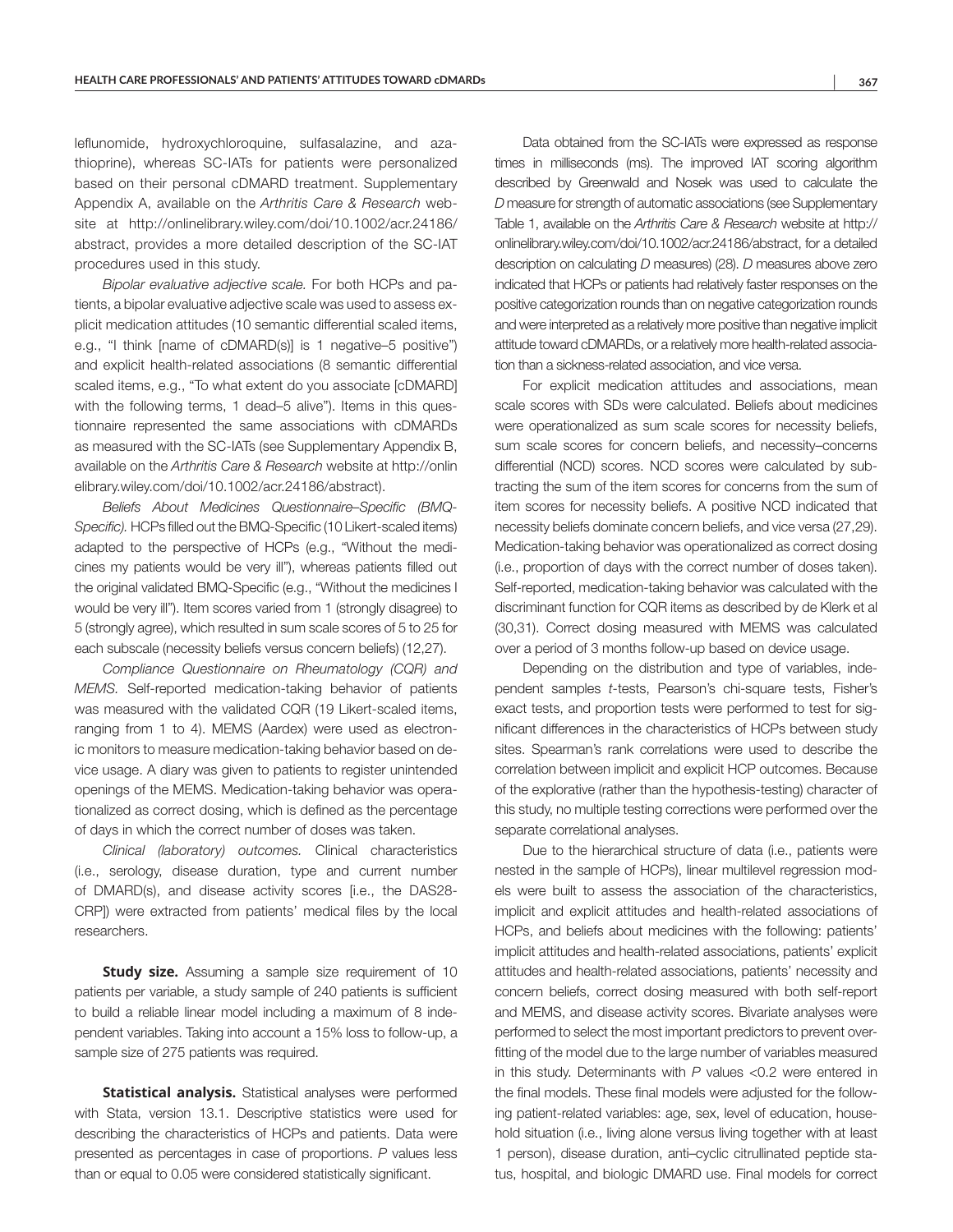leflunomide, hydroxychloroquine, sulfasalazine, and azathioprine), whereas SC-IATs for patients were personalized based on their personal cDMARD treatment. Supplementary Appendix A, available on the *Arthritis Care & Research* website at http://onlinelibrary.wiley.com/doi/10.1002/acr.24186/abstract, provides a more detailed description of the SC-IAT procedures used in this study.

*Bipolar evaluative adjective scale.* For both HCPs and patients, a bipolar evaluative adjective scale was used to assess explicit medication attitudes (10 semantic differential scaled items, e.g., "I think [name of cDMARD(s)] is 1 negative–5 positive") and explicit health-related associations (8 semantic differential scaled items, e.g., "To what extent do you associate [cDMARD] with the following terms, 1 dead–5 alive"). Items in this questionnaire represented the same associations with cDMARDs as measured with the SC-IATs (see Supplementary Appendix B, available on the *Arthritis Care & Research* website at http://onlinelibrary.wiley.com/doi/10.1002/acr.24186/abstract).

*Beliefs About Medicines Questionnaire–Specific (BMQ-Specific).* HCPs filled out the BMQ-Specific (10 Likert-scaled items) adapted to the perspective of HCPs (e.g., "Without the medicines my patients would be very ill"), whereas patients filled out the original validated BMQ-Specific (e.g., "Without the medicines I would be very ill"). Item scores varied from 1 (strongly disagree) to 5 (strongly agree), which resulted in sum scale scores of 5 to 25 for each subscale (necessity beliefs versus concern beliefs) (12,27).

*Compliance Questionnaire on Rheumatology (CQR) and MEMS.* Self-reported medication-taking behavior of patients was measured with the validated CQR (19 Likert-scaled items, ranging from 1 to 4). MEMS (Aardex) were used as electronic monitors to measure medication-taking behavior based on device usage. A diary was given to patients to register unintended openings of the MEMS. Medication-taking behavior was operationalized as correct dosing, which is defined as the percentage of days in which the correct number of doses was taken.

*Clinical (laboratory) outcomes.* Clinical characteristics (i.e., serology, disease duration, type and current number of DMARD(s), and disease activity scores [i.e., the DAS28-CRP]) were extracted from patients' medical files by the local researchers.

**Study size.** Assuming a sample size requirement of 10 patients per variable, a study sample of 240 patients is sufficient to build a reliable linear model including a maximum of 8 independent variables. Taking into account a 15% loss to follow-up, a sample size of 275 patients was required.

**Statistical analysis.** Statistical analyses were performed with Stata, version 13.1. Descriptive statistics were used for describing the characteristics of HCPs and patients. Data were presented as percentages in case of proportions. *P* values less than or equal to 0.05 were considered statistically significant.

Data obtained from the SC-IATs were expressed as response times in milliseconds (ms). The improved IAT scoring algorithm described by Greenwald and Nosek was used to calculate the *D* measure for strength of automatic associations (see Supplementary Table 1, available on the *Arthritis Care & Research* website at http://onlinelibrary.wiley.com/doi/10.1002/acr.24186/abstract, for a detailed description on calculating *D* measures) (28). *D* measures above zero indicated that HCPs or patients had relatively faster responses on the positive categorization rounds than on negative categorization rounds and were interpreted as a relatively more positive than negative implicit attitude toward cDMARDs, or a relatively more health-related association than a sickness-related association, and vice versa.

For explicit medication attitudes and associations, mean scale scores with SDs were calculated. Beliefs about medicines were operationalized as sum scale scores for necessity beliefs, sum scale scores for concern beliefs, and necessity–concerns differential (NCD) scores. NCD scores were calculated by subtracting the sum of the item scores for concerns from the sum of item scores for necessity beliefs. A positive NCD indicated that necessity beliefs dominate concern beliefs, and vice versa (27,29). Medication-taking behavior was operationalized as correct dosing (i.e., proportion of days with the correct number of doses taken). Self-reported, medication-taking behavior was calculated with the discriminant function for CQR items as described by de Klerk et al (30,31). Correct dosing measured with MEMS was calculated over a period of 3 months follow-up based on device usage.

Depending on the distribution and type of variables, independent samples *t*-tests, Pearson's chi-square tests, Fisher's exact tests, and proportion tests were performed to test for significant differences in the characteristics of HCPs between study sites. Spearman's rank correlations were used to describe the correlation between implicit and explicit HCP outcomes. Because of the explorative (rather than the hypothesis-testing) character of this study, no multiple testing corrections were performed over the separate correlational analyses.

Due to the hierarchical structure of data (i.e., patients were nested in the sample of HCPs), linear multilevel regression models were built to assess the association of the characteristics, implicit and explicit attitudes and health-related associations of HCPs, and beliefs about medicines with the following: patients' implicit attitudes and health-related associations, patients' explicit attitudes and health-related associations, patients' necessity and concern beliefs, correct dosing measured with both self-report and MEMS, and disease activity scores. Bivariate analyses were performed to select the most important predictors to prevent overfitting of the model due to the large number of variables measured in this study. Determinants with *P* values <0.2 were entered in the final models. These final models were adjusted for the following patient-related variables: age, sex, level of education, household situation (i.e., living alone versus living together with at least 1 person), disease duration, anti–cyclic citrullinated peptide status, hospital, and biologic DMARD use. Final models for correct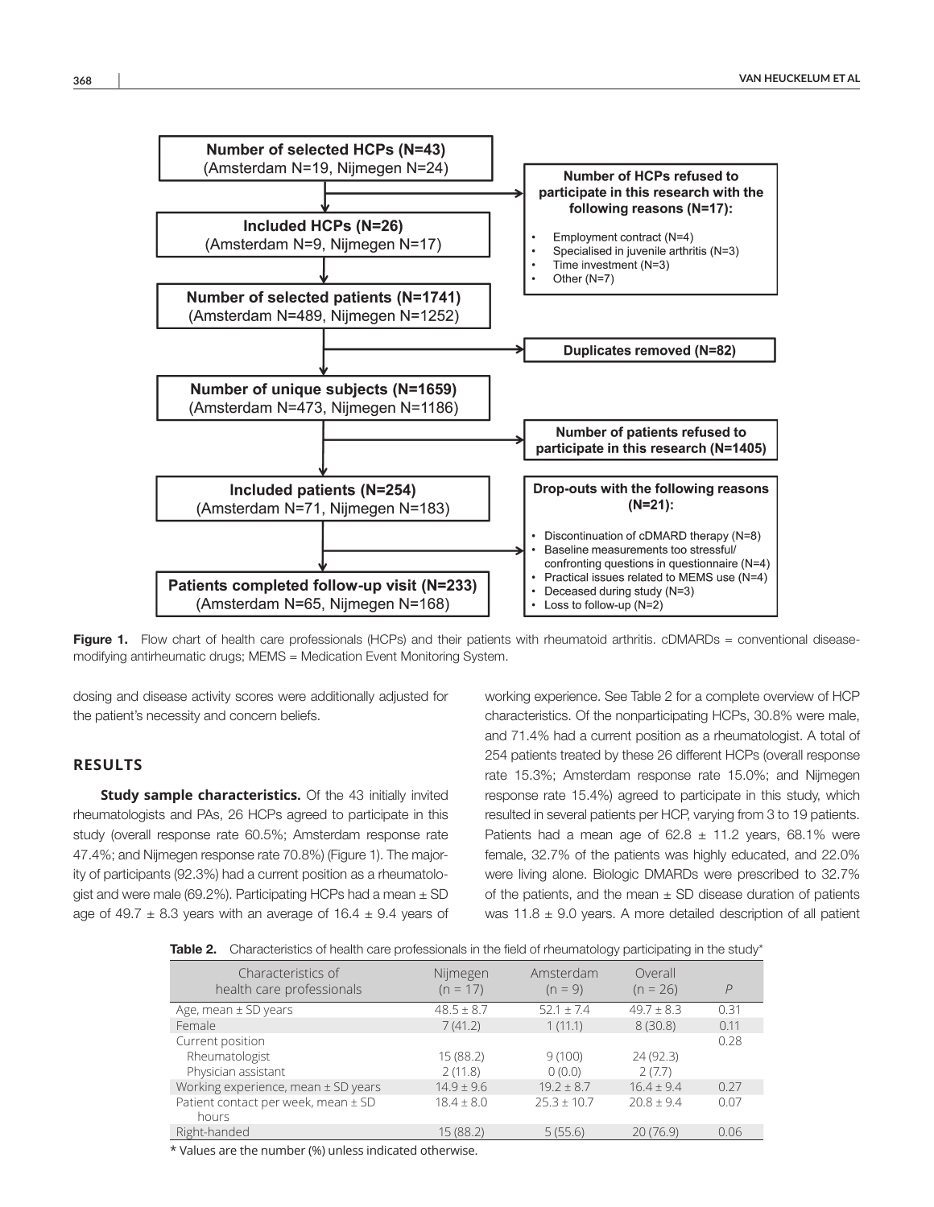Number of selected HCPs (N=43)
(Amsterdam N=19, Nijmegen N=24)

Number of HCPs refused to participate in this research with the following reasons (N=17):

- Employment contract (N=4)
- Specialised in juvenile arthritis (N=3)
- Time investment (N=3)
- Other (N=7)

Included HCPs (N=26)
(Amsterdam N=9, Nijmegen N=17)

Number of selected patients (N=1741)
(Amsterdam N=489, Nijmegen N=1252)

Duplicates removed (N=82)

Number of unique subjects (N=1659)
(Amsterdam N=473, Nijmegen N=1186)

Number of patients refused to participate in this research (N=1405)

Included patients (N=254)
(Amsterdam N=71, Nijmegen N=183)

Drop-outs with the following reasons (N=21):

- Discontinuation of cDMARD therapy (N=8)
- Baseline measurements too stressful/ confronting questions in questionnaire (N=4)
- Practical issues related to MEMS use (N=4)
- Deceased during study (N=3)
- Loss to follow-up (N=2)

Patients completed follow-up visit (N=233)
(Amsterdam N=65, Nijmegen N=168)

**Figure 1.** Flow chart of health care professionals (HCPs) and their patients with rheumatoid arthritis. cDMARDs = conventional disease-modifying antirheumatic drugs; MEMS = Medication Event Monitoring System.

dosing and disease activity scores were additionally adjusted for the patient's necessity and concern beliefs.

## RESULTS

**Study sample characteristics.** Of the 43 initially invited rheumatologists and PAs, 26 HCPs agreed to participate in this study (overall response rate 60.5%; Amsterdam response rate 47.4%; and Nijmegen response rate 70.8%) (Figure 1). The majority of participants (92.3%) had a current position as a rheumatologist and were male (69.2%). Participating HCPs had a mean ± SD age of 49.7 ± 8.3 years with an average of 16.4 ± 9.4 years of working experience. See Table 2 for a complete overview of HCP characteristics. Of the nonparticipating HCPs, 30.8% were male, and 71.4% had a current position as a rheumatologist. A total of 254 patients treated by these 26 different HCPs (overall response rate 15.3%; Amsterdam response rate 15.0%; and Nijmegen response rate 15.4%) agreed to participate in this study, which resulted in several patients per HCP, varying from 3 to 19 patients. Patients had a mean age of 62.8 ± 11.2 years, 68.1% were female, 32.7% of the patients was highly educated, and 22.0% were living alone. Biologic DMARDs were prescribed to 32.7% of the patients, and the mean ± SD disease duration of patients was 11.8 ± 9.0 years. A more detailed description of all patient

**Table 2.** Characteristics of health care professionals in the field of rheumatology participating in the study*

| Characteristics of health care professionals | Nijmegen (n = 17) | Amsterdam (n = 9) | Overall (n = 26) | P |
|---|---|---|---|---|
| Age, mean ± SD years | 48.5 ± 8.7 | 52.1 ± 7.4 | 49.7 ± 8.3 | 0.31 |
| Female | 7 (41.2) | 1 (11.1) | 8 (30.8) | 0.11 |
| Current position | | | | 0.28 |
| Rheumatologist | 15 (88.2) | 9 (100) | 24 (92.3) | |
| Physician assistant | 2 (11.8) | 0 (0.0) | 2 (7.7) | |
| Working experience, mean ± SD years | 14.9 ± 9.6 | 19.2 ± 8.7 | 16.4 ± 9.4 | 0.27 |
| Patient contact per week, mean ± SD hours | 18.4 ± 8.0 | 25.3 ± 10.7 | 20.8 ± 9.4 | 0.07 |
| Right-handed | 15 (88.2) | 5 (55.6) | 20 (76.9) | 0.06 |

* Values are the number (%) unless indicated otherwise.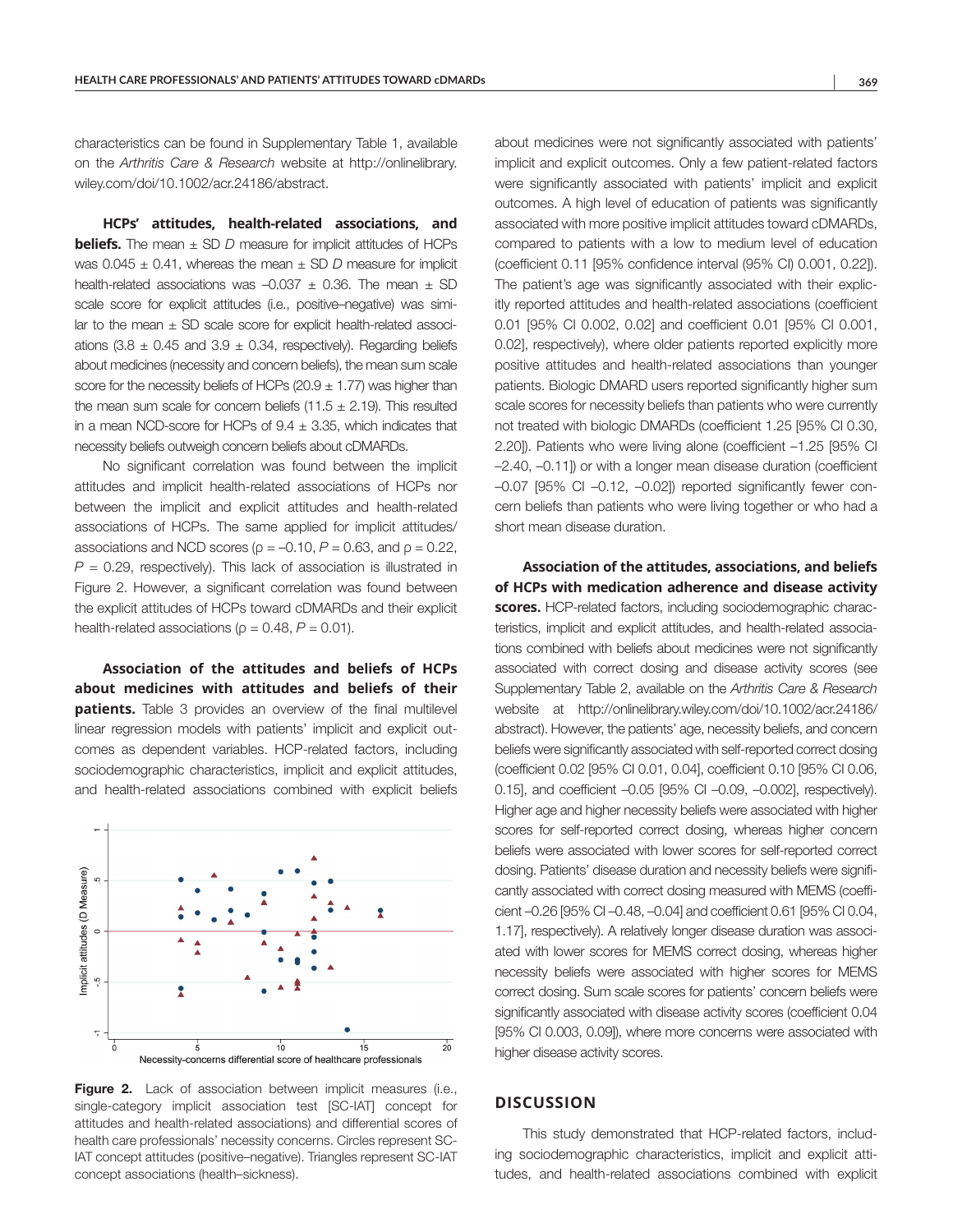characteristics can be found in Supplementary Table 1, available on the *Arthritis Care & Research* website at http://onlinelibrary.wiley.com/doi/10.1002/acr.24186/abstract.

**HCPs' attitudes, health-related associations, and beliefs.** The mean ± SD *D* measure for implicit attitudes of HCPs was 0.045 ± 0.41, whereas the mean ± SD *D* measure for implicit health-related associations was –0.037 ± 0.36. The mean ± SD scale score for explicit attitudes (i.e., positive–negative) was similar to the mean ± SD scale score for explicit health-related associations (3.8 ± 0.45 and 3.9 ± 0.34, respectively). Regarding beliefs about medicines (necessity and concern beliefs), the mean sum scale score for the necessity beliefs of HCPs (20.9 ± 1.77) was higher than the mean sum scale for concern beliefs (11.5 ± 2.19). This resulted in a mean NCD-score for HCPs of 9.4 ± 3.35, which indicates that necessity beliefs outweigh concern beliefs about cDMARDs.

No significant correlation was found between the implicit attitudes and implicit health-related associations of HCPs nor between the implicit and explicit attitudes and health-related associations of HCPs. The same applied for implicit attitudes/associations and NCD scores ($\rho = -0.10$, $P = 0.63$, and $\rho = 0.22$, $P = 0.29$, respectively). This lack of association is illustrated in Figure 2. However, a significant correlation was found between the explicit attitudes of HCPs toward cDMARDs and their explicit health-related associations ($\rho = 0.48$, $P = 0.01$).

**Association of the attitudes and beliefs of HCPs about medicines with attitudes and beliefs of their patients.** Table 3 provides an overview of the final multilevel linear regression models with patients' implicit and explicit outcomes as dependent variables. HCP-related factors, including sociodemographic characteristics, implicit and explicit attitudes, and health-related associations combined with explicit beliefs about medicines were not significantly associated with patients' implicit and explicit outcomes. Only a few patient-related factors were significantly associated with patients' implicit and explicit outcomes. A high level of education of patients was significantly associated with more positive implicit attitudes toward cDMARDs, compared to patients with a low to medium level of education (coefficient 0.11 [95% confidence interval (95% CI) 0.001, 0.22]). The patient's age was significantly associated with their explicitly reported attitudes and health-related associations (coefficient 0.01 [95% CI 0.002, 0.02] and coefficient 0.01 [95% CI 0.001, 0.02], respectively), where older patients reported explicitly more positive attitudes and health-related associations than younger patients. Biologic DMARD users reported significantly higher sum scale scores for necessity beliefs than patients who were currently not treated with biologic DMARDs (coefficient 1.25 [95% CI 0.30, 2.20]). Patients who were living alone (coefficient –1.25 [95% CI –2.40, –0.11]) or with a longer mean disease duration (coefficient –0.07 [95% CI –0.12, –0.02]) reported significantly fewer concern beliefs than patients who were living together or who had a short mean disease duration.

**Figure 2.** Lack of association between implicit measures (i.e., single-category implicit association test [SC-IAT] concept for attitudes and health-related associations) and differential scores of health care professionals' necessity concerns. Circles represent SC-IAT concept attitudes (positive–negative). Triangles represent SC-IAT concept associations (health–sickness).

**Association of the attitudes, associations, and beliefs of HCPs with medication adherence and disease activity scores.** HCP-related factors, including sociodemographic characteristics, implicit and explicit attitudes, and health-related associations combined with beliefs about medicines were not significantly associated with correct dosing and disease activity scores (see Supplementary Table 2, available on the *Arthritis Care & Research* website at http://onlinelibrary.wiley.com/doi/10.1002/acr.24186/abstract). However, the patients' age, necessity beliefs, and concern beliefs were significantly associated with self-reported correct dosing (coefficient 0.02 [95% CI 0.01, 0.04], coefficient 0.10 [95% CI 0.06, 0.15], and coefficient –0.05 [95% CI –0.09, –0.002], respectively). Higher age and higher necessity beliefs were associated with higher scores for self-reported correct dosing, whereas higher concern beliefs were associated with lower scores for self-reported correct dosing. Patients' disease duration and necessity beliefs were significantly associated with correct dosing measured with MEMS (coefficient –0.26 [95% CI –0.48, –0.04] and coefficient 0.61 [95% CI 0.04, 1.17], respectively). A relatively longer disease duration was associated with lower scores for MEMS correct dosing, whereas higher necessity beliefs were associated with higher scores for MEMS correct dosing. Sum scale scores for patients' concern beliefs were significantly associated with disease activity scores (coefficient 0.04 [95% CI 0.003, 0.09]), where more concerns were associated with higher disease activity scores.

## DISCUSSION

This study demonstrated that HCP-related factors, including sociodemographic characteristics, implicit and explicit attitudes, and health-related associations combined with explicit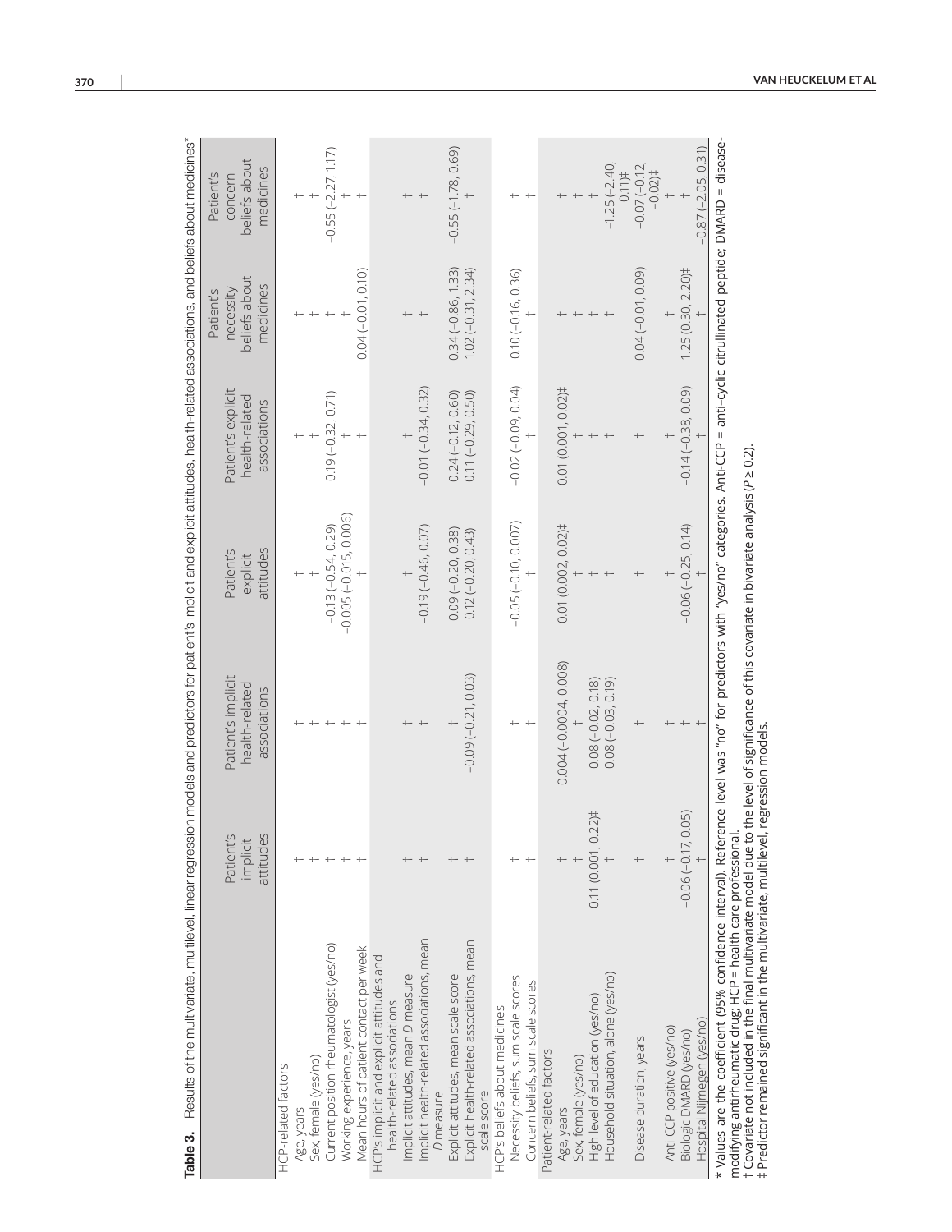**Table 3.** Results of the multivariate, multilevel, linear regression models and predictors for patient's implicit and explicit attitudes, health-related associations, and beliefs about medicines*

| | Patient's implicit attitudes | Patient's implicit health-related associations | Patient's explicit attitudes | Patient's explicit health-related associations | Patient's necessity beliefs about medicines | Patient's concern beliefs about medicines |
|---|---|---|---|---|---|---|
| HCP-related factors | | | | | | |
| Age, years | † | † | † | † | † | † |
| Sex, female (yes/no) | † | † | † | † | † | † |
| Current position rheumatologist (yes/no) | † | † | −0.13 (−0.54, 0.29) | 0.19 (−0.32, 0.71) | † | −0.55 (−2.27, 1.17) |
| Working experience, years | † | † | −0.005 (−0.015, 0.006) | † | † | † |
| Mean hours of patient contact per week | † | † | † | † | 0.04 (−0.01, 0.10) | † |
| HCP's implicit and explicit attitudes and health-related associations | | | | | | |
| Implicit attitudes, mean *D* measure | † | † | † | † | † | † |
| Implicit health-related associations, mean *D* measure | † | † | −0.19 (−0.46, 0.07) | −0.01 (−0.34, 0.32) | † | † |
| Explicit attitudes, mean scale score | † | † | 0.09 (−0.20, 0.38) | 0.24 (−0.12, 0.60) | 0.34 (−0.86, 1.33) | −0.55 (−1.78, 0.69) |
| Explicit health-related associations, mean scale score | † | −0.09 (−0.21, 0.03) | 0.12 (−0.20, 0.43) | 0.11 (−0.29, 0.50) | 1.02 (−0.31, 2.34) | † |
| HCP's beliefs about medicines | | | | | | |
| Necessity beliefs, sum scale scores | † | † | −0.05 (−0.10, 0.007) | −0.02 (−0.09, 0.04) | 0.10 (−0.16, 0.36) | † |
| Concern beliefs, sum scale scores | † | † | † | † | † | † |
| Patient-related factors | | | | | | |
| Age, years | † | 0.004 (−0.0004, 0.008) | 0.01 (0.002, 0.02)‡ | 0.01 (0.001, 0.02)‡ | † | † |
| Sex, female (yes/no) | † | † | † | † | † | † |
| High level of education (yes/no) | 0.11 (0.001, 0.22)‡ | 0.08 (−0.02, 0.18) | † | † | † | † |
| Household situation, alone (yes/no) | † | 0.08 (−0.03, 0.19) | † | † | † | −1.25 (−2.40, −0.11)‡ |
| Disease duration, years | † | † | † | † | 0.04 (−0.01, 0.09) | −0.07 (−0.12, −0.02)‡ |
| Anti-CCP positive (yes/no) | † | † | † | † | † | † |
| Biologic DMARD (yes/no) | −0.06 (−0.17, 0.05) | † | −0.06 (−0.25, 0.14) | −0.14 (−0.38, 0.09) | 1.25 (0.30, 2.20)‡ | † |
| Hospital Nijmegen (yes/no) | † | † | † | † | † | −0.87 (−2.05, 0.31) |

\* Values are the coefficient (95% confidence interval). Reference level was "no" for predictors with "yes/no" categories. Anti-CCP = anti–cyclic citrullinated peptide; DMARD = disease-modifying antirheumatic drug; HCP = health care professional.

† Covariate not included in the final multivariate model due to the level of significance of this covariate in bivariate analysis ($P \geq 0.2$).

‡ Predictor remained significant in the multivariate, multilevel, regression models.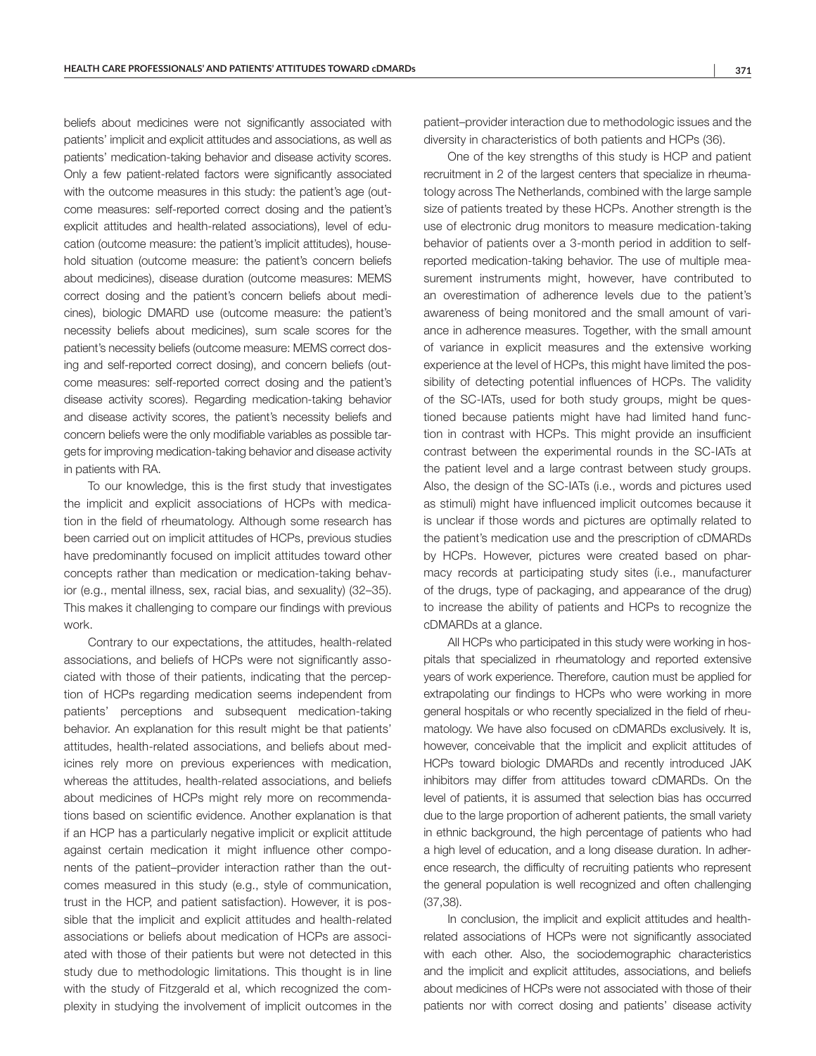beliefs about medicines were not significantly associated with patients' implicit and explicit attitudes and associations, as well as patients' medication-taking behavior and disease activity scores. Only a few patient-related factors were significantly associated with the outcome measures in this study: the patient's age (outcome measures: self-reported correct dosing and the patient's explicit attitudes and health-related associations), level of education (outcome measure: the patient's implicit attitudes), household situation (outcome measure: the patient's concern beliefs about medicines), disease duration (outcome measures: MEMS correct dosing and the patient's concern beliefs about medicines), biologic DMARD use (outcome measure: the patient's necessity beliefs about medicines), sum scale scores for the patient's necessity beliefs (outcome measure: MEMS correct dosing and self-reported correct dosing), and concern beliefs (outcome measures: self-reported correct dosing and the patient's disease activity scores). Regarding medication-taking behavior and disease activity scores, the patient's necessity beliefs and concern beliefs were the only modifiable variables as possible targets for improving medication-taking behavior and disease activity in patients with RA.

To our knowledge, this is the first study that investigates the implicit and explicit associations of HCPs with medication in the field of rheumatology. Although some research has been carried out on implicit attitudes of HCPs, previous studies have predominantly focused on implicit attitudes toward other concepts rather than medication or medication-taking behavior (e.g., mental illness, sex, racial bias, and sexuality) (32–35). This makes it challenging to compare our findings with previous work.

Contrary to our expectations, the attitudes, health-related associations, and beliefs of HCPs were not significantly associated with those of their patients, indicating that the perception of HCPs regarding medication seems independent from patients' perceptions and subsequent medication-taking behavior. An explanation for this result might be that patients' attitudes, health-related associations, and beliefs about medicines rely more on previous experiences with medication, whereas the attitudes, health-related associations, and beliefs about medicines of HCPs might rely more on recommendations based on scientific evidence. Another explanation is that if an HCP has a particularly negative implicit or explicit attitude against certain medication it might influence other components of the patient–provider interaction rather than the outcomes measured in this study (e.g., style of communication, trust in the HCP, and patient satisfaction). However, it is possible that the implicit and explicit attitudes and health-related associations or beliefs about medication of HCPs are associated with those of their patients but were not detected in this study due to methodologic limitations. This thought is in line with the study of Fitzgerald et al, which recognized the complexity in studying the involvement of implicit outcomes in the patient–provider interaction due to methodologic issues and the diversity in characteristics of both patients and HCPs (36).

One of the key strengths of this study is HCP and patient recruitment in 2 of the largest centers that specialize in rheumatology across The Netherlands, combined with the large sample size of patients treated by these HCPs. Another strength is the use of electronic drug monitors to measure medication-taking behavior of patients over a 3-month period in addition to self-reported medication-taking behavior. The use of multiple measurement instruments might, however, have contributed to an overestimation of adherence levels due to the patient's awareness of being monitored and the small amount of variance in adherence measures. Together, with the small amount of variance in explicit measures and the extensive working experience at the level of HCPs, this might have limited the possibility of detecting potential influences of HCPs. The validity of the SC-IATs, used for both study groups, might be questioned because patients might have had limited hand function in contrast with HCPs. This might provide an insufficient contrast between the experimental rounds in the SC-IATs at the patient level and a large contrast between study groups. Also, the design of the SC-IATs (i.e., words and pictures used as stimuli) might have influenced implicit outcomes because it is unclear if those words and pictures are optimally related to the patient's medication use and the prescription of cDMARDs by HCPs. However, pictures were created based on pharmacy records at participating study sites (i.e., manufacturer of the drugs, type of packaging, and appearance of the drug) to increase the ability of patients and HCPs to recognize the cDMARDs at a glance.

All HCPs who participated in this study were working in hospitals that specialized in rheumatology and reported extensive years of work experience. Therefore, caution must be applied for extrapolating our findings to HCPs who were working in more general hospitals or who recently specialized in the field of rheumatology. We have also focused on cDMARDs exclusively. It is, however, conceivable that the implicit and explicit attitudes of HCPs toward biologic DMARDs and recently introduced JAK inhibitors may differ from attitudes toward cDMARDs. On the level of patients, it is assumed that selection bias has occurred due to the large proportion of adherent patients, the small variety in ethnic background, the high percentage of patients who had a high level of education, and a long disease duration. In adherence research, the difficulty of recruiting patients who represent the general population is well recognized and often challenging (37,38).

In conclusion, the implicit and explicit attitudes and health-related associations of HCPs were not significantly associated with each other. Also, the sociodemographic characteristics and the implicit and explicit attitudes, associations, and beliefs about medicines of HCPs were not associated with those of their patients nor with correct dosing and patients' disease activity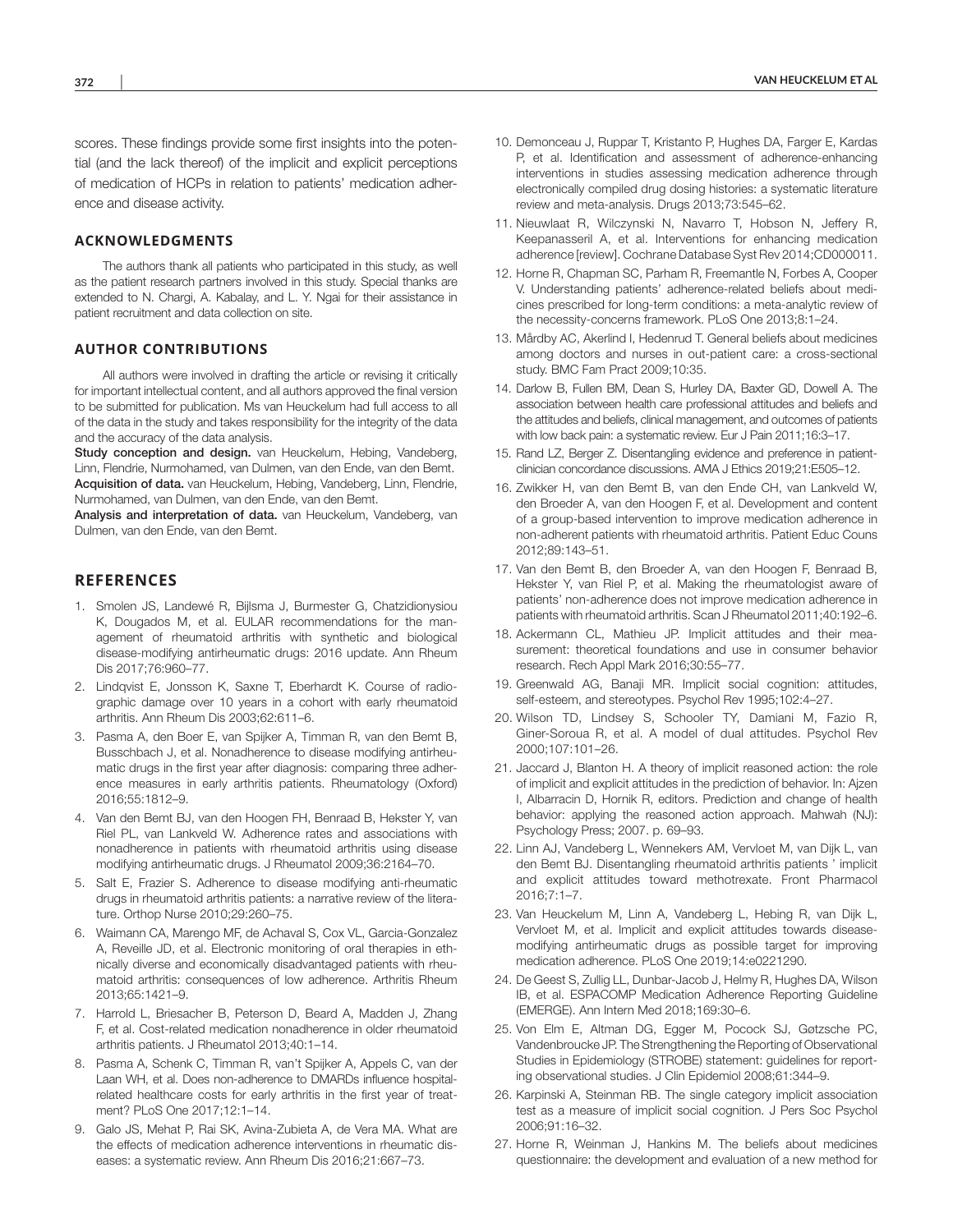scores. These findings provide some first insights into the potential (and the lack thereof) of the implicit and explicit perceptions of medication of HCPs in relation to patients' medication adherence and disease activity.

## ACKNOWLEDGMENTS

The authors thank all patients who participated in this study, as well as the patient research partners involved in this study. Special thanks are extended to N. Chargi, A. Kabalay, and L. Y. Ngai for their assistance in patient recruitment and data collection on site.

## AUTHOR CONTRIBUTIONS

All authors were involved in drafting the article or revising it critically for important intellectual content, and all authors approved the final version to be submitted for publication. Ms van Heuckelum had full access to all of the data in the study and takes responsibility for the integrity of the data and the accuracy of the data analysis.

**Study conception and design.** van Heuckelum, Hebing, Vandeberg, Linn, Flendrie, Nurmohamed, van Dulmen, van den Ende, van den Bemt.

**Acquisition of data.** van Heuckelum, Hebing, Vandeberg, Linn, Flendrie, Nurmohamed, van Dulmen, van den Ende, van den Bemt.

**Analysis and interpretation of data.** van Heuckelum, Vandeberg, van Dulmen, van den Ende, van den Bemt.

## REFERENCES

1. Smolen JS, Landewé R, Bijlsma J, Burmester G, Chatzidionysiou K, Dougados M, et al. EULAR recommendations for the management of rheumatoid arthritis with synthetic and biological disease-modifying antirheumatic drugs: 2016 update. Ann Rheum Dis 2017;76:960–77.
2. Lindqvist E, Jonsson K, Saxne T, Eberhardt K. Course of radiographic damage over 10 years in a cohort with early rheumatoid arthritis. Ann Rheum Dis 2003;62:611–6.
3. Pasma A, den Boer E, van Spijker A, Timman R, van den Bemt B, Busschbach J, et al. Nonadherence to disease modifying antirheumatic drugs in the first year after diagnosis: comparing three adherence measures in early arthritis patients. Rheumatology (Oxford) 2016;55:1812–9.
4. Van den Bemt BJ, van den Hoogen FH, Benraad B, Hekster Y, van Riel PL, van Lankveld W. Adherence rates and associations with nonadherence in patients with rheumatoid arthritis using disease modifying antirheumatic drugs. J Rheumatol 2009;36:2164–70.
5. Salt E, Frazier S. Adherence to disease modifying anti-rheumatic drugs in rheumatoid arthritis patients: a narrative review of the literature. Orthop Nurse 2010;29:260–75.
6. Waimann CA, Marengo MF, de Achaval S, Cox VL, Garcia-Gonzalez A, Reveille JD, et al. Electronic monitoring of oral therapies in ethnically diverse and economically disadvantaged patients with rheumatoid arthritis: consequences of low adherence. Arthritis Rheum 2013;65:1421–9.
7. Harrold L, Briesacher B, Peterson D, Beard A, Madden J, Zhang F, et al. Cost-related medication nonadherence in older rheumatoid arthritis patients. J Rheumatol 2013;40:1–14.
8. Pasma A, Schenk C, Timman R, van't Spijker A, Appels C, van der Laan WH, et al. Does non-adherence to DMARDs influence hospital-related healthcare costs for early arthritis in the first year of treatment? PLoS One 2017;12:1–14.
9. Galo JS, Mehat P, Rai SK, Avina-Zubieta A, de Vera MA. What are the effects of medication adherence interventions in rheumatic diseases: a systematic review. Ann Rheum Dis 2016;21:667–73.
10. Demonceau J, Ruppar T, Kristanto P, Hughes DA, Farger E, Kardas P, et al. Identification and assessment of adherence-enhancing interventions in studies assessing medication adherence through electronically compiled drug dosing histories: a systematic literature review and meta-analysis. Drugs 2013;73:545–62.
11. Nieuwlaat R, Wilczynski N, Navarro T, Hobson N, Jeffery R, Keepanasseril A, et al. Interventions for enhancing medication adherence [review]. Cochrane Database Syst Rev 2014;CD000011.
12. Horne R, Chapman SC, Parham R, Freemantle N, Forbes A, Cooper V. Understanding patients' adherence-related beliefs about medicines prescribed for long-term conditions: a meta-analytic review of the necessity-concerns framework. PLoS One 2013;8:1–24.
13. Mårdby AC, Akerlind I, Hedenrud T. General beliefs about medicines among doctors and nurses in out-patient care: a cross-sectional study. BMC Fam Pract 2009;10:35.
14. Darlow B, Fullen BM, Dean S, Hurley DA, Baxter GD, Dowell A. The association between health care professional attitudes and beliefs and the attitudes and beliefs, clinical management, and outcomes of patients with low back pain: a systematic review. Eur J Pain 2011;16:3–17.
15. Rand LZ, Berger Z. Disentangling evidence and preference in patient-clinician concordance discussions. AMA J Ethics 2019;21:E505–12.
16. Zwikker H, van den Bemt B, van den Ende CH, van Lankveld W, den Broeder A, van den Hoogen F, et al. Development and content of a group-based intervention to improve medication adherence in non-adherent patients with rheumatoid arthritis. Patient Educ Couns 2012;89:143–51.
17. Van den Bemt B, den Broeder A, van den Hoogen F, Benraad B, Hekster Y, van Riel P, et al. Making the rheumatologist aware of patients' non-adherence does not improve medication adherence in patients with rheumatoid arthritis. Scan J Rheumatol 2011;40:192–6.
18. Ackermann CL, Mathieu JP. Implicit attitudes and their measurement: theoretical foundations and use in consumer behavior research. Rech Appl Mark 2016;30:55–77.
19. Greenwald AG, Banaji MR. Implicit social cognition: attitudes, self-esteem, and stereotypes. Psychol Rev 1995;102:4–27.
20. Wilson TD, Lindsey S, Schooler TY, Damiani M, Fazio R, Giner-Soroua R, et al. A model of dual attitudes. Psychol Rev 2000;107:101–26.
21. Jaccard J, Blanton H. A theory of implicit reasoned action: the role of implicit and explicit attitudes in the prediction of behavior. In: Ajzen I, Albarracin D, Hornik R, editors. Prediction and change of health behavior: applying the reasoned action approach. Mahwah (NJ): Psychology Press; 2007. p. 69–93.
22. Linn AJ, Vandeberg L, Wennekers AM, Vervloet M, van Dijk L, van den Bemt BJ. Disentangling rheumatoid arthritis patients ' implicit and explicit attitudes toward methotrexate. Front Pharmacol 2016;7:1–7.
23. Van Heuckelum M, Linn A, Vandeberg L, Hebing R, van Dijk L, Vervloet M, et al. Implicit and explicit attitudes towards disease-modifying antirheumatic drugs as possible target for improving medication adherence. PLoS One 2019;14:e0221290.
24. De Geest S, Zullig LL, Dunbar-Jacob J, Helmy R, Hughes DA, Wilson IB, et al. ESPACOMP Medication Adherence Reporting Guideline (EMERGE). Ann Intern Med 2018;169:30–6.
25. Von Elm E, Altman DG, Egger M, Pocock SJ, Gøtzsche PC, Vandenbroucke JP. The Strengthening the Reporting of Observational Studies in Epidemiology (STROBE) statement: guidelines for reporting observational studies. J Clin Epidemiol 2008;61:344–9.
26. Karpinski A, Steinman RB. The single category implicit association test as a measure of implicit social cognition. J Pers Soc Psychol 2006;91:16–32.
27. Horne R, Weinman J, Hankins M. The beliefs about medicines questionnaire: the development and evaluation of a new method for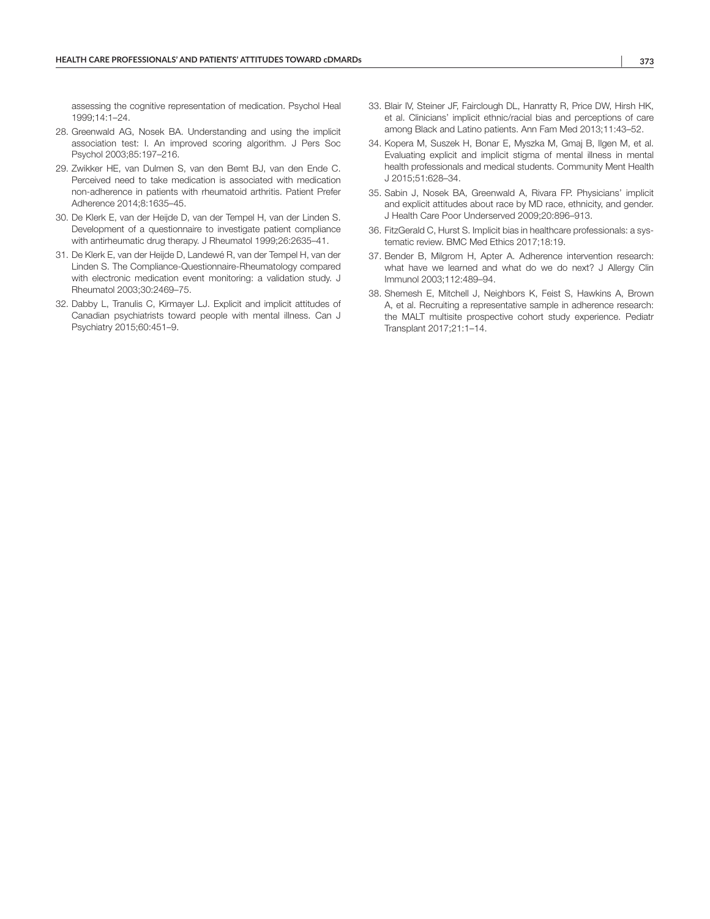assessing the cognitive representation of medication. Psychol Heal 1999;14:1–24.

28. Greenwald AG, Nosek BA. Understanding and using the implicit association test: I. An improved scoring algorithm. J Pers Soc Psychol 2003;85:197–216.
29. Zwikker HE, van Dulmen S, van den Bemt BJ, van den Ende C. Perceived need to take medication is associated with medication non-adherence in patients with rheumatoid arthritis. Patient Prefer Adherence 2014;8:1635–45.
30. De Klerk E, van der Heijde D, van der Tempel H, van der Linden S. Development of a questionnaire to investigate patient compliance with antirheumatic drug therapy. J Rheumatol 1999;26:2635–41.
31. De Klerk E, van der Heijde D, Landewé R, van der Tempel H, van der Linden S. The Compliance-Questionnaire-Rheumatology compared with electronic medication event monitoring: a validation study. J Rheumatol 2003;30:2469–75.
32. Dabby L, Tranulis C, Kirmayer LJ. Explicit and implicit attitudes of Canadian psychiatrists toward people with mental illness. Can J Psychiatry 2015;60:451–9.
33. Blair IV, Steiner JF, Fairclough DL, Hanratty R, Price DW, Hirsh HK, et al. Clinicians' implicit ethnic/racial bias and perceptions of care among Black and Latino patients. Ann Fam Med 2013;11:43–52.
34. Kopera M, Suszek H, Bonar E, Myszka M, Gmaj B, Ilgen M, et al. Evaluating explicit and implicit stigma of mental illness in mental health professionals and medical students. Community Ment Health J 2015;51:628–34.
35. Sabin J, Nosek BA, Greenwald A, Rivara FP. Physicians' implicit and explicit attitudes about race by MD race, ethnicity, and gender. J Health Care Poor Underserved 2009;20:896–913.
36. FitzGerald C, Hurst S. Implicit bias in healthcare professionals: a systematic review. BMC Med Ethics 2017;18:19.
37. Bender B, Milgrom H, Apter A. Adherence intervention research: what have we learned and what do we do next? J Allergy Clin Immunol 2003;112:489–94.
38. Shemesh E, Mitchell J, Neighbors K, Feist S, Hawkins A, Brown A, et al. Recruiting a representative sample in adherence research: the MALT multisite prospective cohort study experience. Pediatr Transplant 2017;21:1–14.